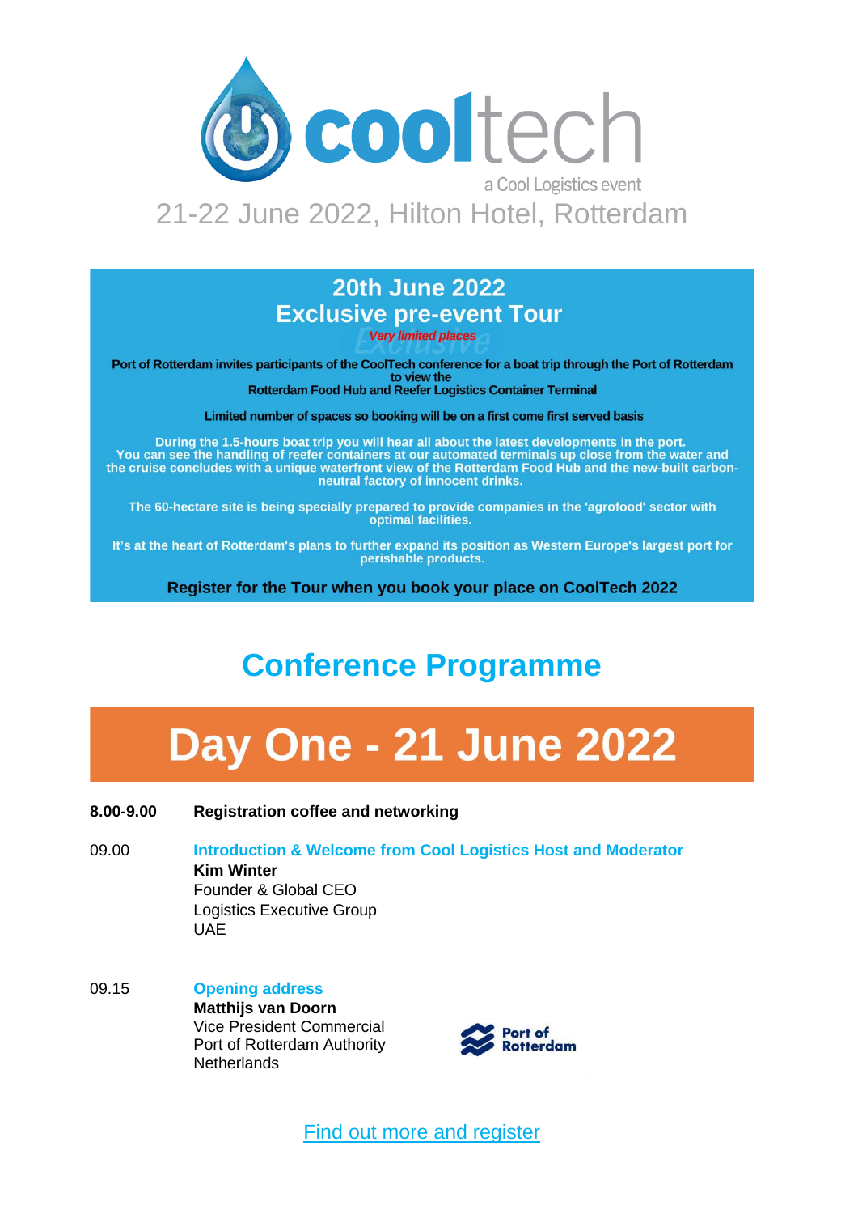# cooltech

a Cool Logistics event

21-22 June 2022, Hilton Hotel, Rotterdam

## 20th June 2022
## Exclusive pre-event Tour

*Very limited places*

**Port of Rotterdam invites participants of the CoolTech conference for a boat trip through the Port of Rotterdam to view the Rotterdam Food Hub and Reefer Logistics Container Terminal**

**Limited number of spaces so booking will be on a first come first served basis**

**During the 1.5-hours boat trip you will hear all about the latest developments in the port. You can see the handling of reefer containers at our automated terminals up close from the water and the cruise concludes with a unique waterfront view of the Rotterdam Food Hub and the new-built carbon-neutral factory of innocent drinks.**

**The 60-hectare site is being specially prepared to provide companies in the 'agrofood' sector with optimal facilities.**

**It's at the heart of Rotterdam's plans to further expand its position as Western Europe's largest port for perishable products.**

**Register for the Tour when you book your place on CoolTech 2022**

# Conference Programme

# Day One - 21 June 2022

**8.00-9.00** **Registration coffee and networking**

09.00 **Introduction & Welcome from Cool Logistics Host and Moderator**
**Kim Winter**
Founder & Global CEO
Logistics Executive Group
UAE

09.15 **Opening address**
**Matthijs van Doorn**
Vice President Commercial
Port of Rotterdam Authority
Netherlands

Port of Rotterdam

Find out more and register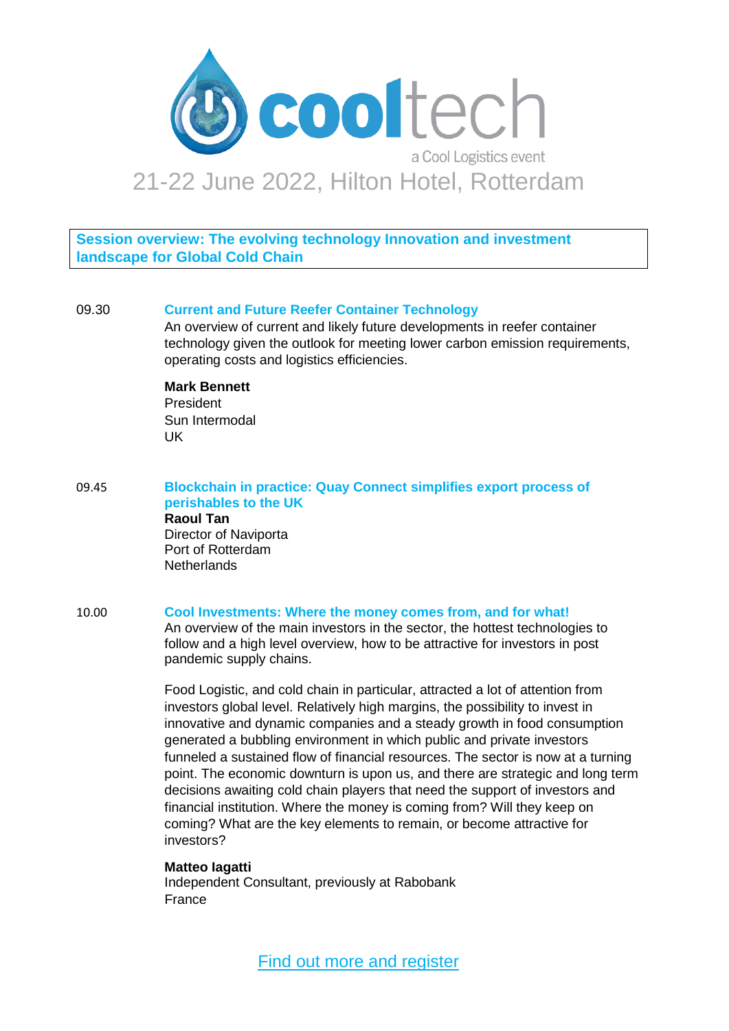# cooltech

a Cool Logistics event

21-22 June 2022, Hilton Hotel, Rotterdam

## Session overview: The evolving technology Innovation and investment landscape for Global Cold Chain

09.30 **Current and Future Reefer Container Technology**

An overview of current and likely future developments in reefer container technology given the outlook for meeting lower carbon emission requirements, operating costs and logistics efficiencies.

**Mark Bennett**
President
Sun Intermodal
UK

09.45 **Blockchain in practice: Quay Connect simplifies export process of perishables to the UK**

**Raoul Tan**
Director of Naviporta
Port of Rotterdam
Netherlands

10.00 **Cool Investments: Where the money comes from, and for what!**

An overview of the main investors in the sector, the hottest technologies to follow and a high level overview, how to be attractive for investors in post pandemic supply chains.

Food Logistic, and cold chain in particular, attracted a lot of attention from investors global level. Relatively high margins, the possibility to invest in innovative and dynamic companies and a steady growth in food consumption generated a bubbling environment in which public and private investors funneled a sustained flow of financial resources. The sector is now at a turning point. The economic downturn is upon us, and there are strategic and long term decisions awaiting cold chain players that need the support of investors and financial institution. Where the money is coming from? Will they keep on coming? What are the key elements to remain, or become attractive for investors?

**Matteo Iagatti**
Independent Consultant, previously at Rabobank
France

Find out more and register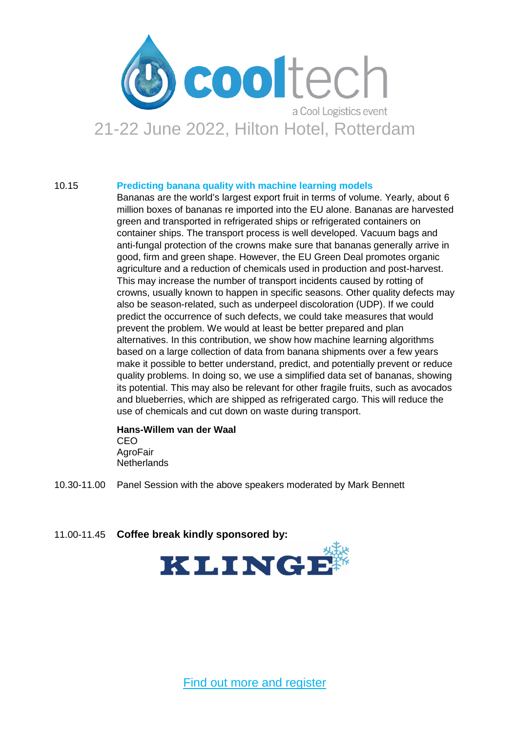10.15 **Predicting banana quality with machine learning models**

Bananas are the world's largest export fruit in terms of volume. Yearly, about 6 million boxes of bananas re imported into the EU alone. Bananas are harvested green and transported in refrigerated ships or refrigerated containers on container ships. The transport process is well developed. Vacuum bags and anti-fungal protection of the crowns make sure that bananas generally arrive in good, firm and green shape. However, the EU Green Deal promotes organic agriculture and a reduction of chemicals used in production and post-harvest. This may increase the number of transport incidents caused by rotting of crowns, usually known to happen in specific seasons. Other quality defects may also be season-related, such as underpeel discoloration (UDP). If we could predict the occurrence of such defects, we could take measures that would prevent the problem. We would at least be better prepared and plan alternatives. In this contribution, we show how machine learning algorithms based on a large collection of data from banana shipments over a few years make it possible to better understand, predict, and potentially prevent or reduce quality problems. In doing so, we use a simplified data set of bananas, showing its potential. This may also be relevant for other fragile fruits, such as avocados and blueberries, which are shipped as refrigerated cargo. This will reduce the use of chemicals and cut down on waste during transport.

**Hans-Willem van der Waal**
CEO
AgroFair
Netherlands

10.30-11.00 Panel Session with the above speakers moderated by Mark Bennett

11.00-11.45 **Coffee break kindly sponsored by:**

KLINGE

[Find out more and register]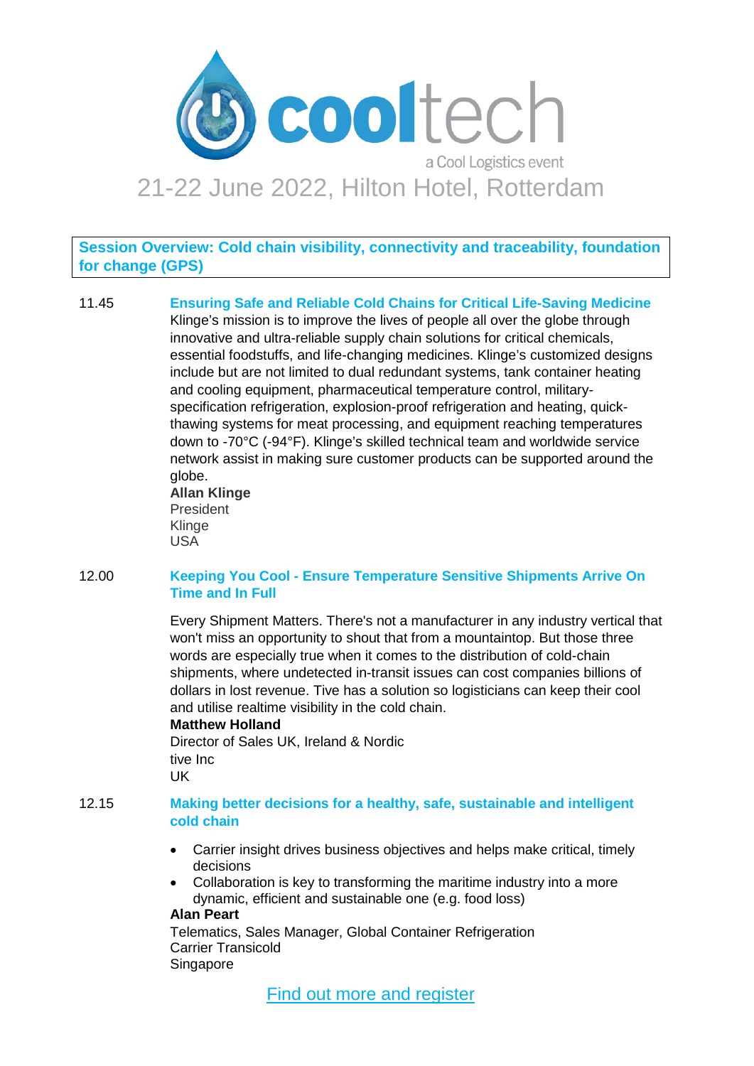# cooltech

a Cool Logistics event

21-22 June 2022, Hilton Hotel, Rotterdam

**Session Overview: Cold chain visibility, connectivity and traceability, foundation for change (GPS)**

11.45 **Ensuring Safe and Reliable Cold Chains for Critical Life-Saving Medicine**

Klinge's mission is to improve the lives of people all over the globe through innovative and ultra-reliable supply chain solutions for critical chemicals, essential foodstuffs, and life-changing medicines. Klinge's customized designs include but are not limited to dual redundant systems, tank container heating and cooling equipment, pharmaceutical temperature control, military-specification refrigeration, explosion-proof refrigeration and heating, quick-thawing systems for meat processing, and equipment reaching temperatures down to -70°C (-94°F). Klinge's skilled technical team and worldwide service network assist in making sure customer products can be supported around the globe.

**Allan Klinge**
President
Klinge
USA

12.00 **Keeping You Cool - Ensure Temperature Sensitive Shipments Arrive On Time and In Full**

Every Shipment Matters. There's not a manufacturer in any industry vertical that won't miss an opportunity to shout that from a mountaintop. But those three words are especially true when it comes to the distribution of cold-chain shipments, where undetected in-transit issues can cost companies billions of dollars in lost revenue. Tive has a solution so logisticians can keep their cool and utilise realtime visibility in the cold chain.

**Matthew Holland**
Director of Sales UK, Ireland & Nordic
tive Inc
UK

12.15 **Making better decisions for a healthy, safe, sustainable and intelligent cold chain**

- Carrier insight drives business objectives and helps make critical, timely decisions
- Collaboration is key to transforming the maritime industry into a more dynamic, efficient and sustainable one (e.g. food loss)

**Alan Peart**
Telematics, Sales Manager, Global Container Refrigeration
Carrier Transicold
Singapore

Find out more and register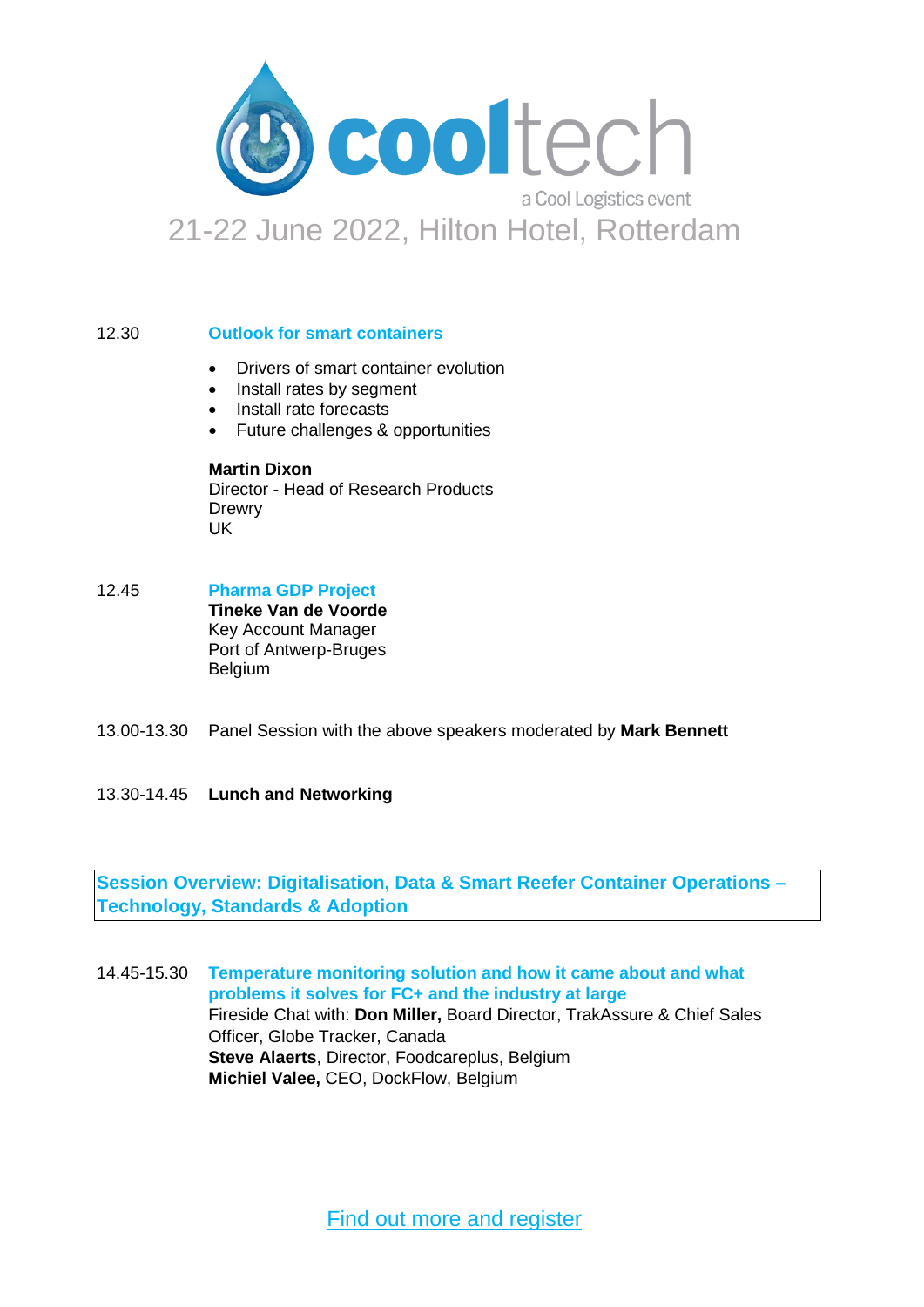# cooltech

a Cool Logistics event

21-22 June 2022, Hilton Hotel, Rotterdam

12.30 **Outlook for smart containers**

- Drivers of smart container evolution
- Install rates by segment
- Install rate forecasts
- Future challenges & opportunities

**Martin Dixon**
Director - Head of Research Products
Drewry
UK

12.45 **Pharma GDP Project**
**Tineke Van de Voorde**
Key Account Manager
Port of Antwerp-Bruges
Belgium

13.00-13.30 Panel Session with the above speakers moderated by **Mark Bennett**

13.30-14.45 **Lunch and Networking**

**Session Overview: Digitalisation, Data & Smart Reefer Container Operations – Technology, Standards & Adoption**

14.45-15.30 **Temperature monitoring solution and how it came about and what problems it solves for FC+ and the industry at large**
Fireside Chat with: **Don Miller,** Board Director, TrakAssure & Chief Sales Officer, Globe Tracker, Canada
**Steve Alaerts**, Director, Foodcareplus, Belgium
**Michiel Valee,** CEO, DockFlow, Belgium

Find out more and register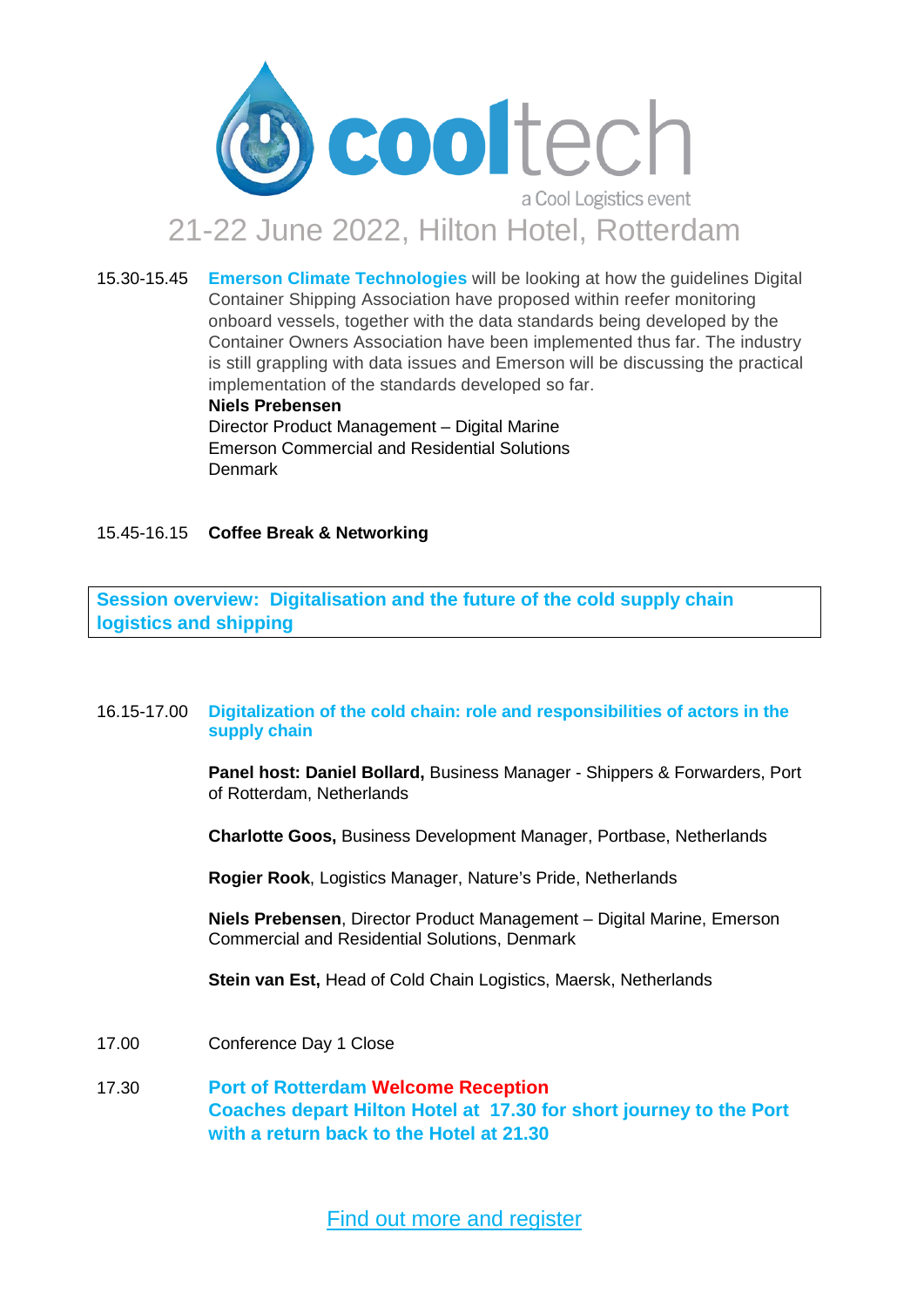cooltech

a Cool Logistics event

21-22 June 2022, Hilton Hotel, Rotterdam

15.30-15.45 **Emerson Climate Technologies** will be looking at how the guidelines Digital Container Shipping Association have proposed within reefer monitoring onboard vessels, together with the data standards being developed by the Container Owners Association have been implemented thus far. The industry is still grappling with data issues and Emerson will be discussing the practical implementation of the standards developed so far.
**Niels Prebensen**
Director Product Management – Digital Marine
Emerson Commercial and Residential Solutions
Denmark

15.45-16.15 **Coffee Break & Networking**

**Session overview: Digitalisation and the future of the cold supply chain logistics and shipping**

16.15-17.00 **Digitalization of the cold chain: role and responsibilities of actors in the supply chain**

**Panel host: Daniel Bollard,** Business Manager - Shippers & Forwarders, Port of Rotterdam, Netherlands

**Charlotte Goos,** Business Development Manager, Portbase, Netherlands

**Rogier Rook**, Logistics Manager, Nature's Pride, Netherlands

**Niels Prebensen**, Director Product Management – Digital Marine, Emerson Commercial and Residential Solutions, Denmark

**Stein van Est,** Head of Cold Chain Logistics, Maersk, Netherlands

17.00 Conference Day 1 Close

17.30 **Port of Rotterdam Welcome Reception**
**Coaches depart Hilton Hotel at 17.30 for short journey to the Port with a return back to the Hotel at 21.30**

Find out more and register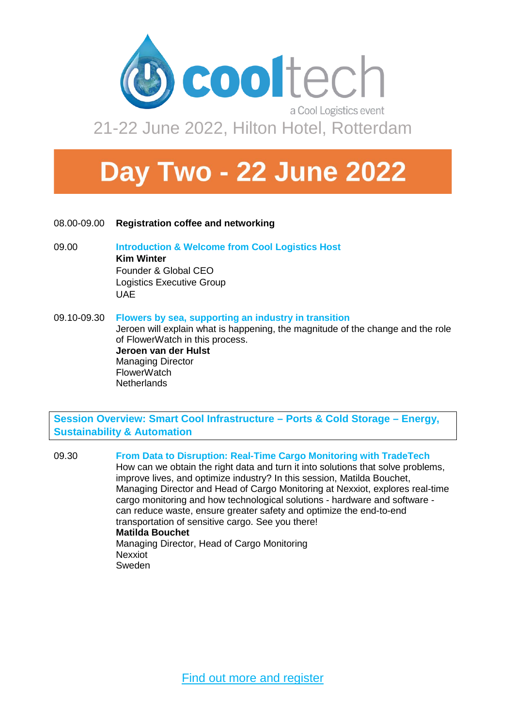# cooltech

a Cool Logistics event

21-22 June 2022, Hilton Hotel, Rotterdam

# Day Two - 22 June 2022

08.00-09.00 **Registration coffee and networking**

09.00 **Introduction & Welcome from Cool Logistics Host**
**Kim Winter**
Founder & Global CEO
Logistics Executive Group
UAE

09.10-09.30 **Flowers by sea, supporting an industry in transition**
Jeroen will explain what is happening, the magnitude of the change and the role of FlowerWatch in this process.
**Jeroen van der Hulst**
Managing Director
FlowerWatch
Netherlands

## Session Overview: Smart Cool Infrastructure – Ports & Cold Storage – Energy, Sustainability & Automation

09.30 **From Data to Disruption: Real-Time Cargo Monitoring with TradeTech**
How can we obtain the right data and turn it into solutions that solve problems, improve lives, and optimize industry? In this session, Matilda Bouchet, Managing Director and Head of Cargo Monitoring at Nexxiot, explores real-time cargo monitoring and how technological solutions - hardware and software - can reduce waste, ensure greater safety and optimize the end-to-end transportation of sensitive cargo. See you there!
**Matilda Bouchet**
Managing Director, Head of Cargo Monitoring
Nexxiot
Sweden

Find out more and register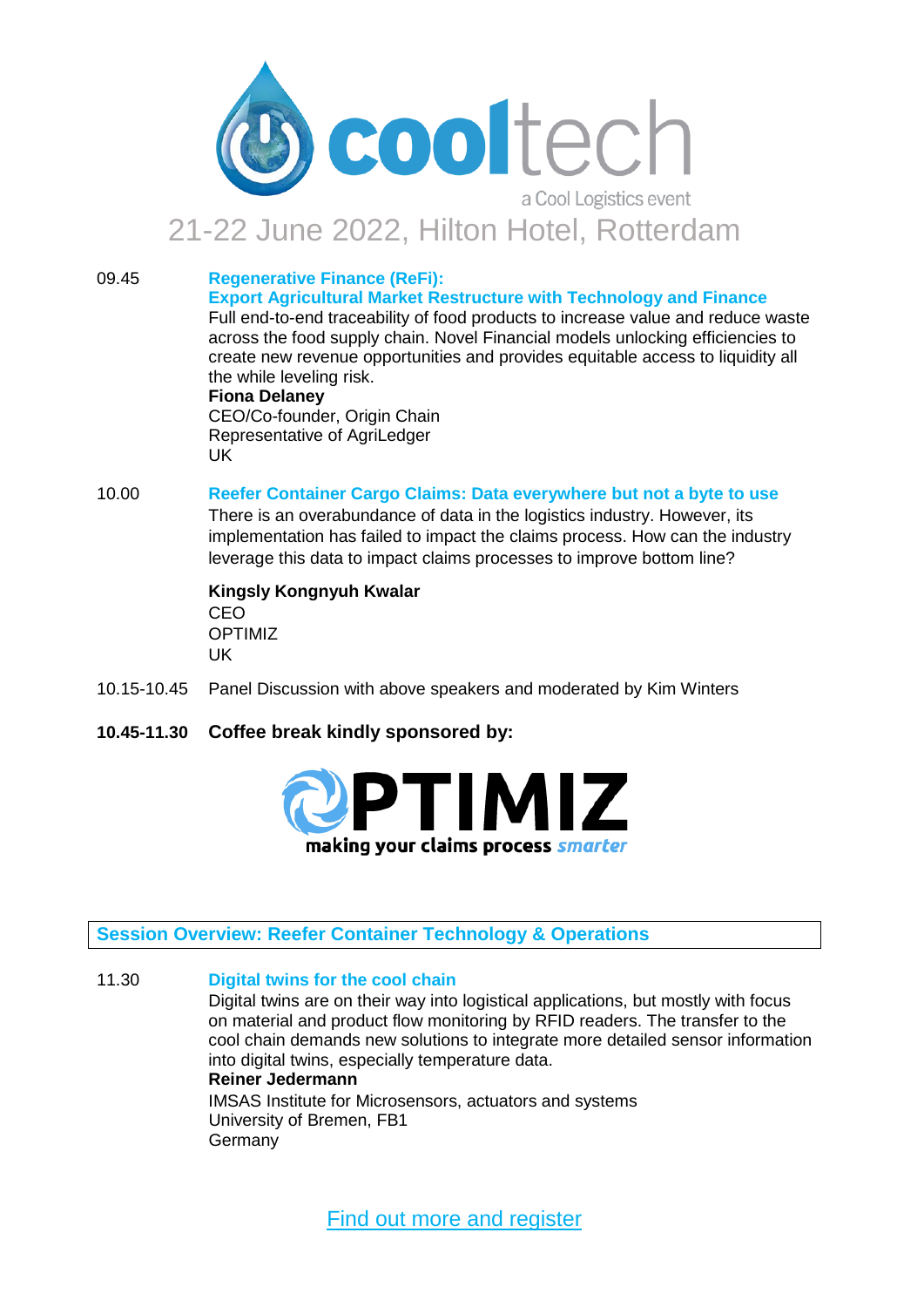# cooltech

a Cool Logistics event

21-22 June 2022, Hilton Hotel, Rotterdam

09.45 **Regenerative Finance (ReFi): Export Agricultural Market Restructure with Technology and Finance**

Full end-to-end traceability of food products to increase value and reduce waste across the food supply chain. Novel Financial models unlocking efficiencies to create new revenue opportunities and provides equitable access to liquidity all the while leveling risk.

**Fiona Delaney**
CEO/Co-founder, Origin Chain
Representative of AgriLedger
UK

10.00 **Reefer Container Cargo Claims: Data everywhere but not a byte to use**

There is an overabundance of data in the logistics industry. However, its implementation has failed to impact the claims process. How can the industry leverage this data to impact claims processes to improve bottom line?

**Kingsly Kongnyuh Kwalar**
CEO
OPTIMIZ
UK

10.15-10.45 Panel Discussion with above speakers and moderated by Kim Winters

**10.45-11.30 Coffee break kindly sponsored by:**

OPTIMIZ
making your claims process *smarter*

## Session Overview: Reefer Container Technology & Operations

11.30 **Digital twins for the cool chain**

Digital twins are on their way into logistical applications, but mostly with focus on material and product flow monitoring by RFID readers. The transfer to the cool chain demands new solutions to integrate more detailed sensor information into digital twins, especially temperature data.

**Reiner Jedermann**
IMSAS Institute for Microsensors, actuators and systems
University of Bremen, FB1
Germany

Find out more and register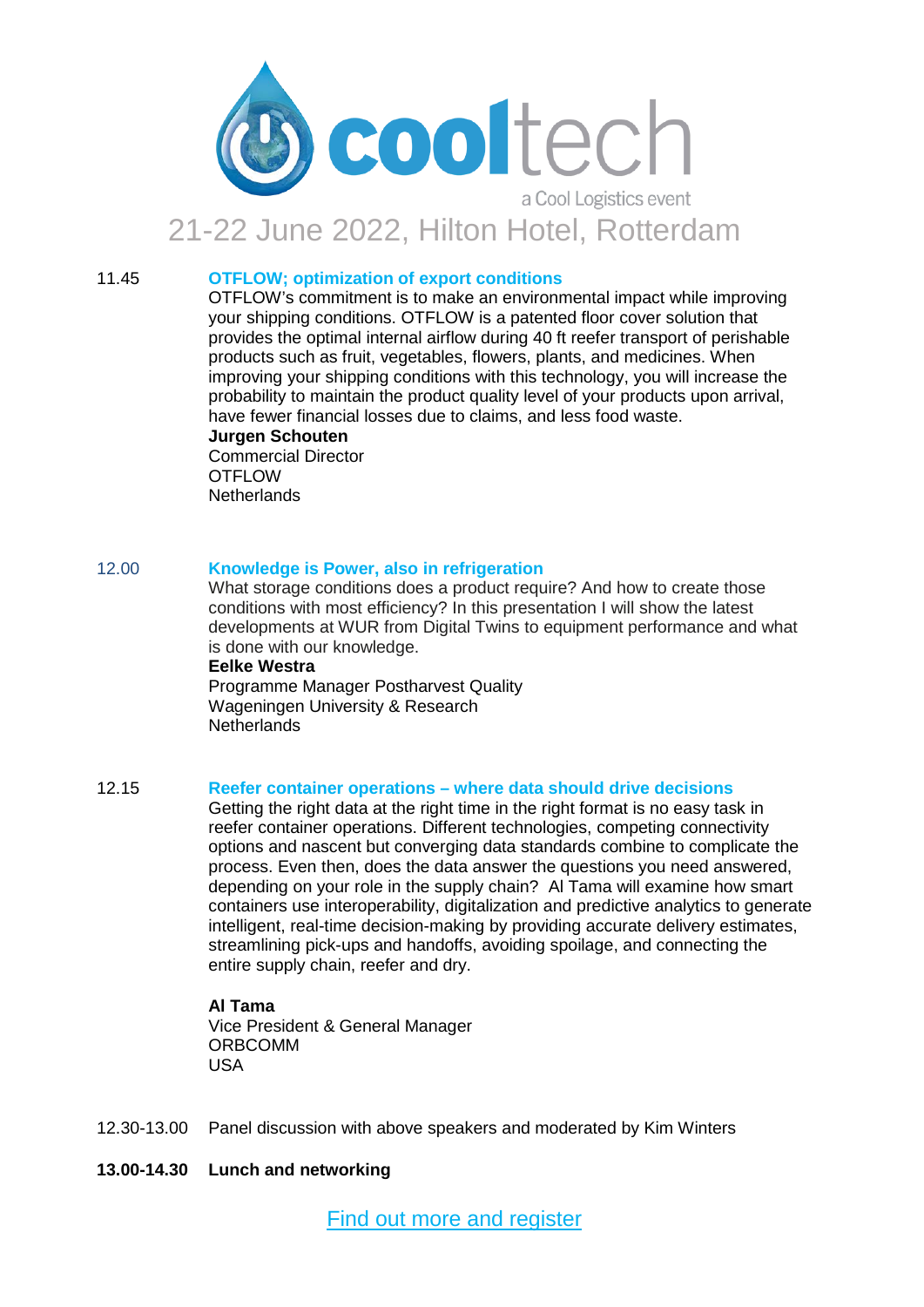cooltech

a Cool Logistics event

21-22 June 2022, Hilton Hotel, Rotterdam

11.45 **OTFLOW; optimization of export conditions**

OTFLOW's commitment is to make an environmental impact while improving your shipping conditions. OTFLOW is a patented floor cover solution that provides the optimal internal airflow during 40 ft reefer transport of perishable products such as fruit, vegetables, flowers, plants, and medicines. When improving your shipping conditions with this technology, you will increase the probability to maintain the product quality level of your products upon arrival, have fewer financial losses due to claims, and less food waste.

**Jurgen Schouten**
Commercial Director
OTFLOW
Netherlands

12.00 **Knowledge is Power, also in refrigeration**

What storage conditions does a product require? And how to create those conditions with most efficiency? In this presentation I will show the latest developments at WUR from Digital Twins to equipment performance and what is done with our knowledge.

**Eelke Westra**
Programme Manager Postharvest Quality
Wageningen University & Research
Netherlands

12.15 **Reefer container operations – where data should drive decisions**

Getting the right data at the right time in the right format is no easy task in reefer container operations. Different technologies, competing connectivity options and nascent but converging data standards combine to complicate the process. Even then, does the data answer the questions you need answered, depending on your role in the supply chain? Al Tama will examine how smart containers use interoperability, digitalization and predictive analytics to generate intelligent, real-time decision-making by providing accurate delivery estimates, streamlining pick-ups and handoffs, avoiding spoilage, and connecting the entire supply chain, reefer and dry.

**Al Tama**
Vice President & General Manager
ORBCOMM
USA

12.30-13.00 Panel discussion with above speakers and moderated by Kim Winters

**13.00-14.30 Lunch and networking**

Find out more and register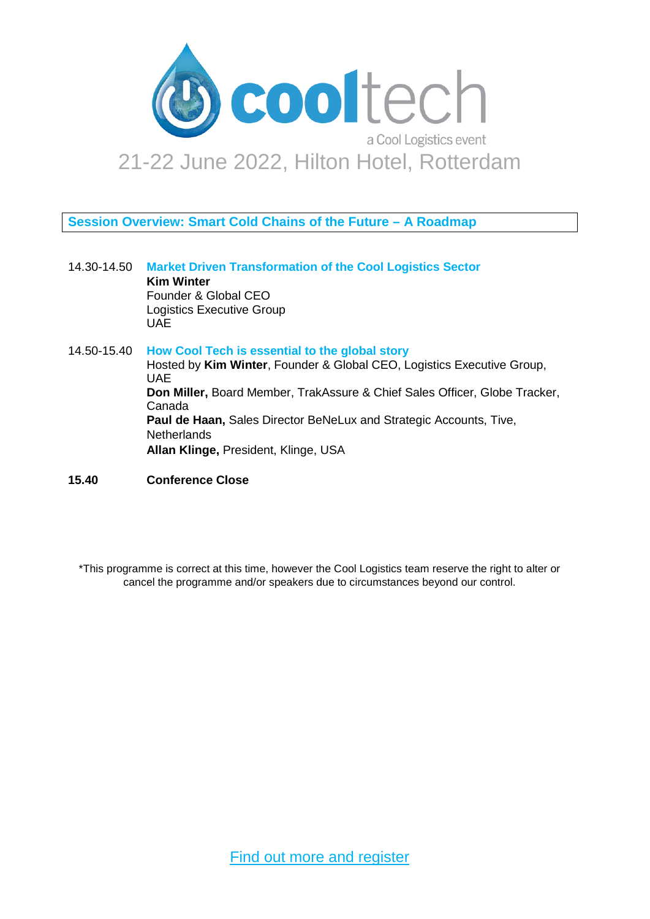cooltech

a Cool Logistics event

21-22 June 2022, Hilton Hotel, Rotterdam

**Session Overview: Smart Cold Chains of the Future – A Roadmap**

14.30-14.50 **Market Driven Transformation of the Cool Logistics Sector**
**Kim Winter**
Founder & Global CEO
Logistics Executive Group
UAE

14.50-15.40 **How Cool Tech is essential to the global story**
Hosted by **Kim Winter**, Founder & Global CEO, Logistics Executive Group, UAE
**Don Miller,** Board Member, TrakAssure & Chief Sales Officer, Globe Tracker, Canada
**Paul de Haan,** Sales Director BeNeLux and Strategic Accounts, Tive, Netherlands
**Allan Klinge,** President, Klinge, USA

**15.40 Conference Close**

*This programme is correct at this time, however the Cool Logistics team reserve the right to alter or cancel the programme and/or speakers due to circumstances beyond our control.

Find out more and register